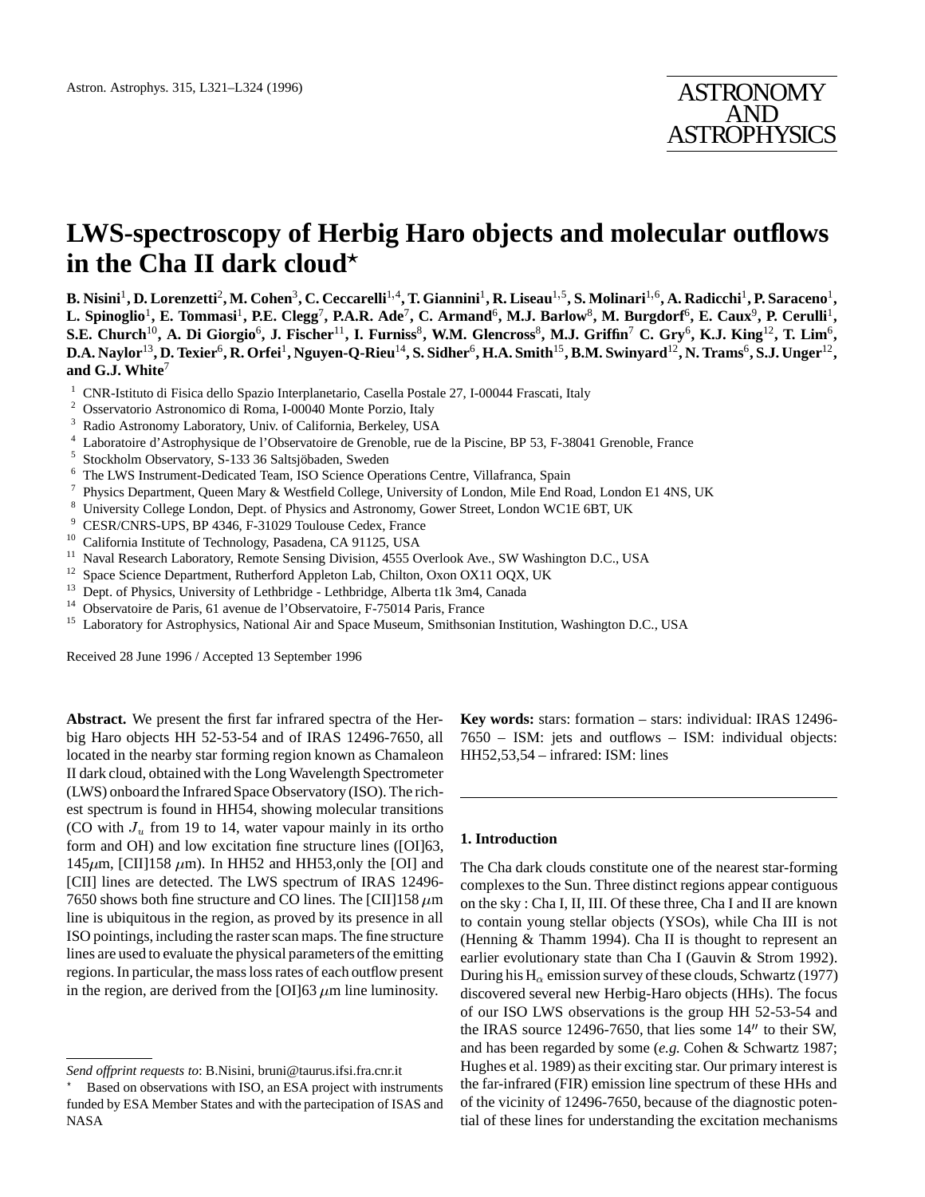# LWS-spectroscopy of Herbig Haro objects and molecular outflows in the Cha II dark cloud*

**B. Nisini[1], D. Lorenzetti[2], M. Cohen[3], C. Ceccarelli[1,4], T. Giannini[1], R. Liseau[1,5], S. Molinari[1,6], A. Radicchi[1], P. Saraceno[1], L. Spinoglio[1], E. Tommasi[1], P.E. Clegg[7], P.A.R. Ade[7], C. Armand[6], M.J. Barlow[8], M. Burgdorf[6], E. Caux[9], P. Cerulli[1], S.E. Church[10], A. Di Giorgio[6], J. Fischer[11], I. Furniss[8], W.M. Glencross[8], M.J. Griffin[7] C. Gry[6], K.J. King[12], T. Lim[6], D.A. Naylor[13], D. Texier[6], R. Orfei[1], Nguyen-Q-Rieu[14], S. Sidher[6], H.A. Smith[15], B.M. Swinyard[12], N. Trams[6], S.J. Unger[12], and G.J. White[7]**

[1] CNR-Istituto di Fisica dello Spazio Interplanetario, Casella Postale 27, I-00044 Frascati, Italy
[2] Osservatorio Astronomico di Roma, I-00040 Monte Porzio, Italy
[3] Radio Astronomy Laboratory, Univ. of California, Berkeley, USA
[4] Laboratoire d'Astrophysique de l'Observatoire de Grenoble, rue de la Piscine, BP 53, F-38041 Grenoble, France
[5] Stockholm Observatory, S-133 36 Saltsjöbaden, Sweden
[6] The LWS Instrument-Dedicated Team, ISO Science Operations Centre, Villafranca, Spain
[7] Physics Department, Queen Mary & Westfield College, University of London, Mile End Road, London E1 4NS, UK
[8] University College London, Dept. of Physics and Astronomy, Gower Street, London WC1E 6BT, UK
[9] CESR/CNRS-UPS, BP 4346, F-31029 Toulouse Cedex, France
[10] California Institute of Technology, Pasadena, CA 91125, USA
[11] Naval Research Laboratory, Remote Sensing Division, 4555 Overlook Ave., SW Washington D.C., USA
[12] Space Science Department, Rutherford Appleton Lab, Chilton, Oxon OX11 OQX, UK
[13] Dept. of Physics, University of Lethbridge - Lethbridge, Alberta t1k 3m4, Canada
[14] Observatoire de Paris, 61 avenue de l'Observatoire, F-75014 Paris, France
[15] Laboratory for Astrophysics, National Air and Space Museum, Smithsonian Institution, Washington D.C., USA

Received 28 June 1996 / Accepted 13 September 1996

**Abstract.** We present the first far infrared spectra of the Herbig Haro objects HH 52-53-54 and of IRAS 12496-7650, all located in the nearby star forming region known as Chamaleon II dark cloud, obtained with the Long Wavelength Spectrometer (LWS) onboard the Infrared Space Observatory (ISO). The richest spectrum is found in HH54, showing molecular transitions (CO with $J_u$ from 19 to 14, water vapour mainly in its ortho form and OH) and low excitation fine structure lines ([OI]63, 145$\mu$m, [CII]158 $\mu$m). In HH52 and HH53,only the [OI] and [CII] lines are detected. The LWS spectrum of IRAS 12496-7650 shows both fine structure and CO lines. The [CII]158 $\mu$m line is ubiquitous in the region, as proved by its presence in all ISO pointings, including the raster scan maps. The fine structure lines are used to evaluate the physical parameters of the emitting regions. In particular, the mass loss rates of each outflow present in the region, are derived from the [OI]63 $\mu$m line luminosity.

**Key words:** stars: formation – stars: individual: IRAS 12496-7650 – ISM: jets and outflows – ISM: individual objects: HH52,53,54 – infrared: ISM: lines

## 1. Introduction

The Cha dark clouds constitute one of the nearest star-forming complexes to the Sun. Three distinct regions appear contiguous on the sky : Cha I, II, III. Of these three, Cha I and II are known to contain young stellar objects (YSOs), while Cha III is not (Henning & Thamm 1994). Cha II is thought to represent an earlier evolutionary state than Cha I (Gauvin & Strom 1992). During his H$_\alpha$ emission survey of these clouds, Schwartz (1977) discovered several new Herbig-Haro objects (HHs). The focus of our ISO LWS observations is the group HH 52-53-54 and the IRAS source 12496-7650, that lies some 14″ to their SW, and has been regarded by some (*e.g.* Cohen & Schwartz 1987; Hughes et al. 1989) as their exciting star. Our primary interest is the far-infrared (FIR) emission line spectrum of these HHs and of the vicinity of 12496-7650, because of the diagnostic potential of these lines for understanding the excitation mechanisms

---

*Send offprint requests to*: B.Nisini, bruni@taurus.ifsi.fra.cnr.it

* Based on observations with ISO, an ESA project with instruments funded by ESA Member States and with the partecipation of ISAS and NASA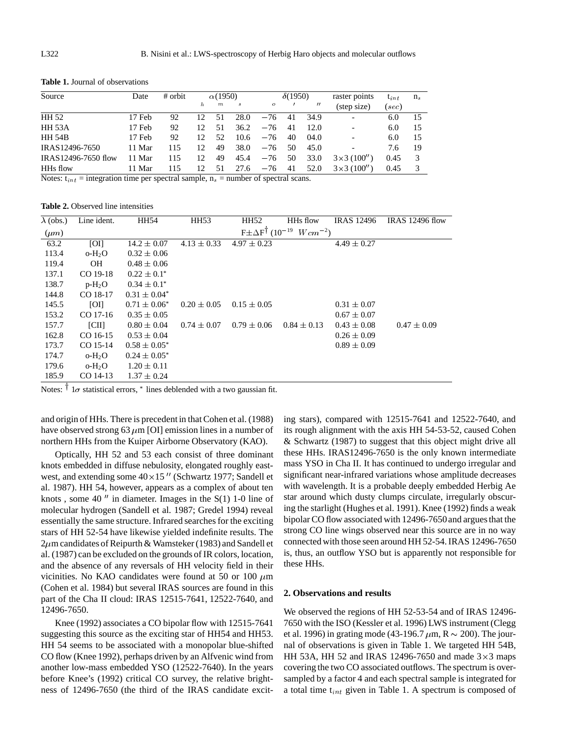**Table 1.** Journal of observations

| Source | Date | # orbit | $\alpha$(1950) | | | $\delta$(1950) | | | raster points | $t_{int}$ | $n_s$ |
|---|---|---|---|---|---|---|---|---|---|---|---|
| | | | $h$ | $m$ | $s$ | $o$ | $'$ | $''$ | (step size) | ($sec$) | |
| HH 52 | 17 Feb | 92 | 12 | 51 | 28.0 | −76 | 41 | 34.9 | - | 6.0 | 15 |
| HH 53A | 17 Feb | 92 | 12 | 51 | 36.2 | −76 | 41 | 12.0 | - | 6.0 | 15 |
| HH 54B | 17 Feb | 92 | 12 | 52 | 10.6 | −76 | 40 | 04.0 | - | 6.0 | 15 |
| IRAS12496-7650 | 11 Mar | 115 | 12 | 49 | 38.0 | −76 | 50 | 45.0 | - | 7.6 | 19 |
| IRAS12496-7650 flow | 11 Mar | 115 | 12 | 49 | 45.4 | −76 | 50 | 33.0 | 3×3 (100″) | 0.45 | 3 |
| HHs flow | 11 Mar | 115 | 12 | 51 | 27.6 | −76 | 41 | 52.0 | 3×3 (100″) | 0.45 | 3 |

Notes: $t_{int}$ = integration time per spectral sample, $n_s$ = number of spectral scans.

**Table 2.** Observed line intensities

| $\lambda$ (obs.) | Line ident. | HH54 | HH53 | HH52 | HHs flow | IRAS 12496 | IRAS 12496 flow |
|---|---|---|---|---|---|---|---|
| ($\mu m$) | | F±ΔF[†] ($10^{-19}$ $Wcm^{-2}$) | | | | | |
| 63.2 | [OI] | $14.2 \pm 0.07$ | $4.13 \pm 0.33$ | $4.97 \pm 0.23$ | | $4.49 \pm 0.27$ | |
| 113.4 | o-$H_2O$ | $0.32 \pm 0.06$ | | | | | |
| 119.4 | OH | $0.48 \pm 0.06$ | | | | | |
| 137.1 | CO 19-18 | $0.22 \pm 0.1^*$ | | | | | |
| 138.7 | p-$H_2O$ | $0.34 \pm 0.1^*$ | | | | | |
| 144.8 | CO 18-17 | $0.31 \pm 0.04^*$ | | | | | |
| 145.5 | [OI] | $0.71 \pm 0.06^*$ | $0.20 \pm 0.05$ | $0.15 \pm 0.05$ | | $0.31 \pm 0.07$ | |
| 153.2 | CO 17-16 | $0.35 \pm 0.05$ | | | | $0.67 \pm 0.07$ | |
| 157.7 | [CII] | $0.80 \pm 0.04$ | $0.74 \pm 0.07$ | $0.79 \pm 0.06$ | $0.84 \pm 0.13$ | $0.43 \pm 0.08$ | $0.47 \pm 0.09$ |
| 162.8 | CO 16-15 | $0.53 \pm 0.04$ | | | | $0.26 \pm 0.09$ | |
| 173.7 | CO 15-14 | $0.58 \pm 0.05^*$ | | | | $0.89 \pm 0.09$ | |
| 174.7 | o-$H_2O$ | $0.24 \pm 0.05^*$ | | | | | |
| 179.6 | o-$H_2O$ | $1.20 \pm 0.11$ | | | | | |
| 185.9 | CO 14-13 | $1.37 \pm 0.24$ | | | | | |

Notes: [†] $1\sigma$ statistical errors, * lines deblended with a two gaussian fit.

and origin of HHs. There is precedent in that Cohen et al. (1988) have observed strong 63 $\mu$m [OI] emission lines in a number of northern HHs from the Kuiper Airborne Observatory (KAO).

Optically, HH 52 and 53 each consist of three dominant knots embedded in diffuse nebulosity, elongated roughly east-west, and extending some $40 \times 15''$ (Schwartz 1977; Sandell et al. 1987). HH 54, however, appears as a complex of about ten knots , some 40 $''$ in diameter. Images in the S(1) 1-0 line of molecular hydrogen (Sandell et al. 1987; Gredel 1994) reveal essentially the same structure. Infrared searches for the exciting stars of HH 52-54 have likewise yielded indefinite results. The 2$\mu$m candidates of Reipurth & Wamsteker (1983) and Sandell et al. (1987) can be excluded on the grounds of IR colors, location, and the absence of any reversals of HH velocity field in their vicinities. No KAO candidates were found at 50 or 100 $\mu$m (Cohen et al. 1984) but several IRAS sources are found in this part of the Cha II cloud: IRAS 12515-7641, 12522-7640, and 12496-7650.

Knee (1992) associates a CO bipolar flow with 12515-7641 suggesting this source as the exciting star of HH54 and HH53. HH 54 seems to be associated with a monopolar blue-shifted CO flow (Knee 1992), perhaps driven by an Alfvenic wind from another low-mass embedded YSO (12522-7640). In the years before Knee's (1992) critical CO survey, the relative brightness of 12496-7650 (the third of the IRAS candidate exciting stars), compared with 12515-7641 and 12522-7640, and its rough alignment with the axis HH 54-53-52, caused Cohen & Schwartz (1987) to suggest that this object might drive all these HHs. IRAS12496-7650 is the only known intermediate mass YSO in Cha II. It has continued to undergo irregular and significant near-infrared variations whose amplitude decreases with wavelength. It is a probable deeply embedded Herbig Ae star around which dusty clumps circulate, irregularly obscuring the starlight (Hughes et al. 1991). Knee (1992) finds a weak bipolar CO flow associated with 12496-7650 and argues that the strong CO line wings observed near this source are in no way connected with those seen around HH 52-54. IRAS 12496-7650 is, thus, an outflow YSO but is apparently not responsible for these HHs.

## 2. Observations and results

We observed the regions of HH 52-53-54 and of IRAS 12496-7650 with the ISO (Kessler et al. 1996) LWS instrument (Clegg et al. 1996) in grating mode (43-196.7 $\mu$m, R $\sim$ 200). The journal of observations is given in Table 1. We targeted HH 54B, HH 53A, HH 52 and IRAS 12496-7650 and made $3 \times 3$ maps covering the two CO associated outflows. The spectrum is oversampled by a factor 4 and each spectral sample is integrated for a total time $t_{int}$ given in Table 1. A spectrum is composed of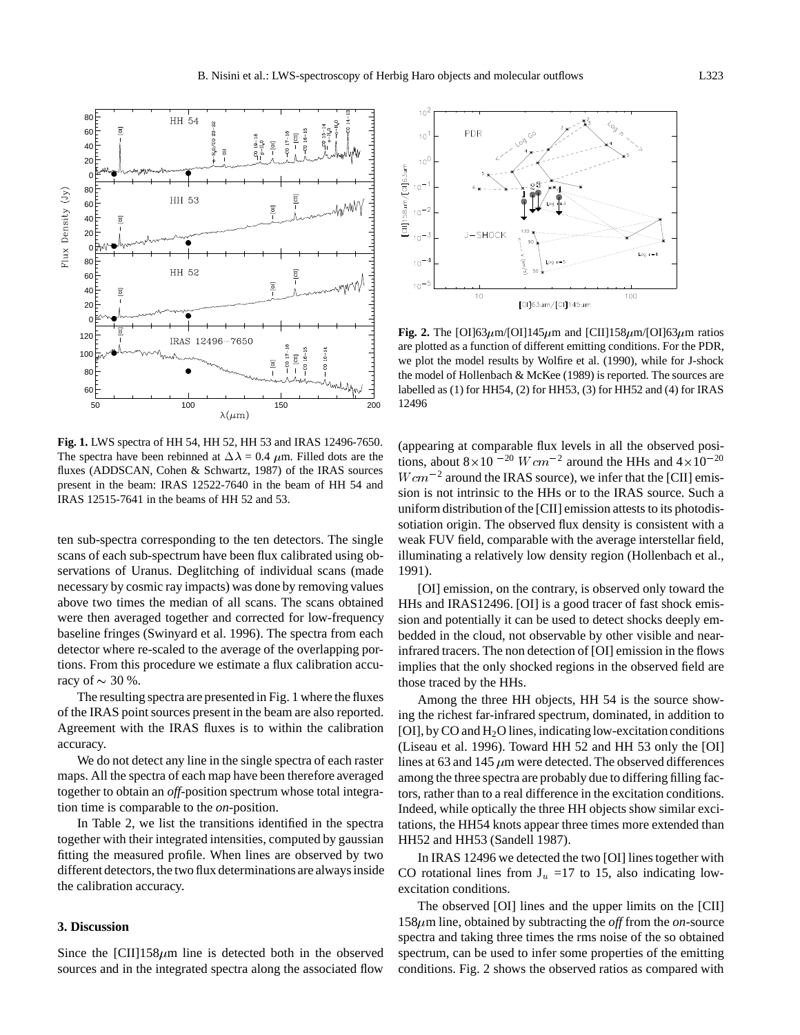**Fig. 1.** LWS spectra of HH 54, HH 52, HH 53 and IRAS 12496-7650. The spectra have been rebinned at $\Delta\lambda$ = 0.4 $\mu$m. Filled dots are the fluxes (ADDSCAN, Cohen & Schwartz, 1987) of the IRAS sources present in the beam: IRAS 12522-7640 in the beam of HH 54 and IRAS 12515-7641 in the beams of HH 52 and 53.

**Fig. 2.** The [OI]63$\mu$m/[OI]145$\mu$m and [CII]158$\mu$m/[OI]63$\mu$m ratios are plotted as a function of different emitting conditions. For the PDR, we plot the model results by Wolfire et al. (1990), while for J-shock the model of Hollenbach & McKee (1989) is reported. The sources are labelled as (1) for HH54, (2) for HH53, (3) for HH52 and (4) for IRAS 12496

ten sub-spectra corresponding to the ten detectors. The single scans of each sub-spectrum have been flux calibrated using observations of Uranus. Deglitching of individual scans (made necessary by cosmic ray impacts) was done by removing values above two times the median of all scans. The scans obtained were then averaged together and corrected for low-frequency baseline fringes (Swinyard et al. 1996). The spectra from each detector where re-scaled to the average of the overlapping portions. From this procedure we estimate a flux calibration accuracy of $\sim$ 30 %.

The resulting spectra are presented in Fig. 1 where the fluxes of the IRAS point sources present in the beam are also reported. Agreement with the IRAS fluxes is to within the calibration accuracy.

We do not detect any line in the single spectra of each raster maps. All the spectra of each map have been therefore averaged together to obtain an *off*-position spectrum whose total integration time is comparable to the *on*-position.

In Table 2, we list the transitions identified in the spectra together with their integrated intensities, computed by gaussian fitting the measured profile. When lines are observed by two different detectors, the two flux determinations are always inside the calibration accuracy.

### 3. Discussion

Since the [CII]158$\mu$m line is detected both in the observed sources and in the integrated spectra along the associated flow (appearing at comparable flux levels in all the observed positions, about $8\times10^{-20}$ $W cm^{-2}$ around the HHs and $4\times10^{-20}$ $W cm^{-2}$ around the IRAS source), we infer that the [CII] emission is not intrinsic to the HHs or to the IRAS source. Such a uniform distribution of the [CII] emission attests to its photodissotiation origin. The observed flux density is consistent with a weak FUV field, comparable with the average interstellar field, illuminating a relatively low density region (Hollenbach et al., 1991).

[OI] emission, on the contrary, is observed only toward the HHs and IRAS12496. [OI] is a good tracer of fast shock emission and potentially it can be used to detect shocks deeply embedded in the cloud, not observable by other visible and near-infrared tracers. The non detection of [OI] emission in the flows implies that the only shocked regions in the observed field are those traced by the HHs.

Among the three HH objects, HH 54 is the source showing the richest far-infrared spectrum, dominated, in addition to [OI], by CO and $H_2O$ lines, indicating low-excitation conditions (Liseau et al. 1996). Toward HH 52 and HH 53 only the [OI] lines at 63 and 145 $\mu$m were detected. The observed differences among the three spectra are probably due to differing filling factors, rather than to a real difference in the excitation conditions. Indeed, while optically the three HH objects show similar excitations, the HH54 knots appear three times more extended than HH52 and HH53 (Sandell 1987).

In IRAS 12496 we detected the two [OI] lines together with CO rotational lines from $J_u$ =17 to 15, also indicating low-excitation conditions.

The observed [OI] lines and the upper limits on the [CII] 158$\mu$m line, obtained by subtracting the *off* from the *on*-source spectra and taking three times the rms noise of the so obtained spectrum, can be used to infer some properties of the emitting conditions. Fig. 2 shows the observed ratios as compared with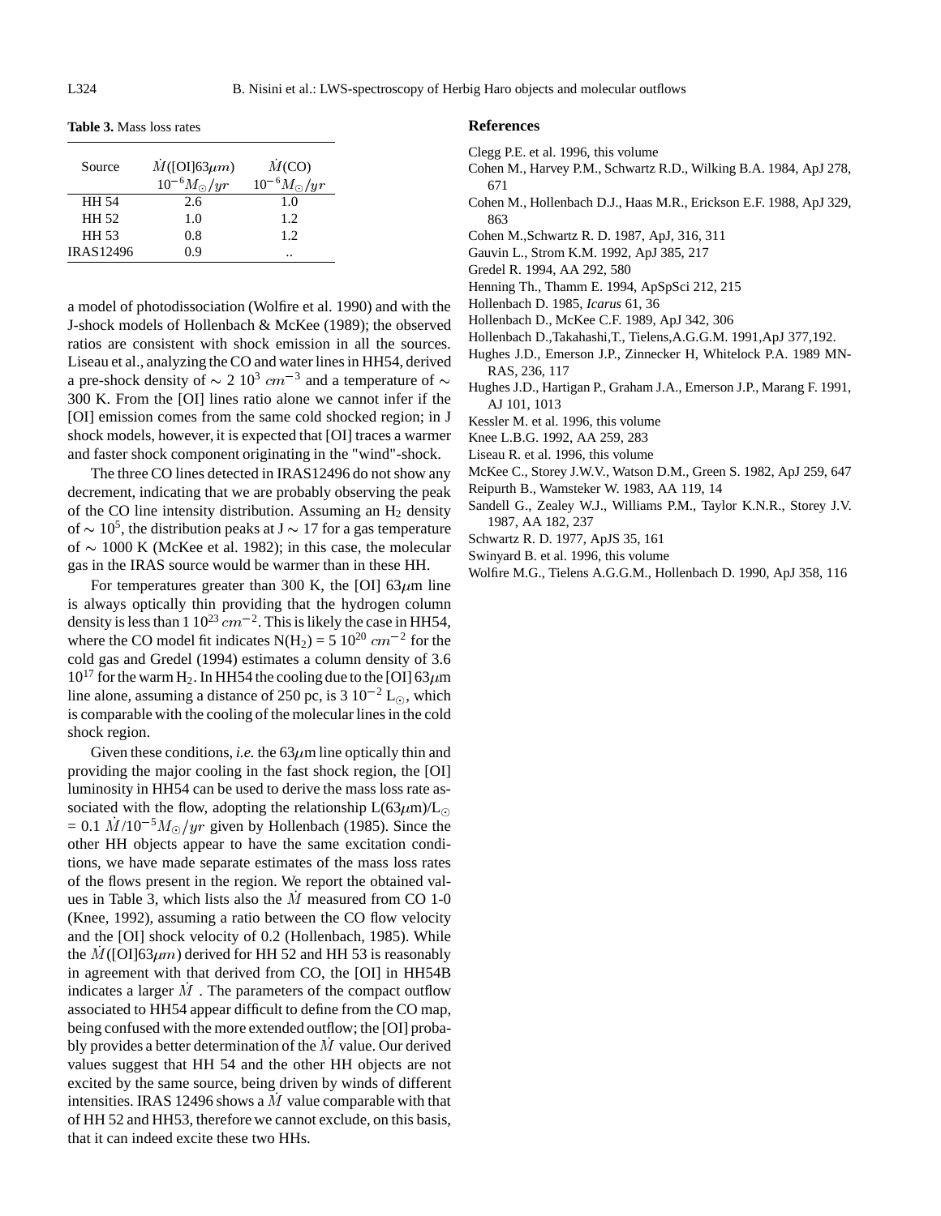**Table 3.** Mass loss rates

| Source | $\dot{M}$([OI]63$\mu m$) | $\dot{M}$(CO) |
|---|---|---|
| | $10^{-6} M_\odot/yr$ | $10^{-6} M_\odot/yr$ |
| HH 54 | 2.6 | 1.0 |
| HH 52 | 1.0 | 1.2 |
| HH 53 | 0.8 | 1.2 |
| IRAS12496 | 0.9 | .. |

a model of photodissociation (Wolfire et al. 1990) and with the J-shock models of Hollenbach & McKee (1989); the observed ratios are consistent with shock emission in all the sources. Liseau et al., analyzing the CO and water lines in HH54, derived a pre-shock density of $\sim 2\ 10^3\ cm^{-3}$ and a temperature of $\sim$ 300 K. From the [OI] lines ratio alone we cannot infer if the [OI] emission comes from the same cold shocked region; in J shock models, however, it is expected that [OI] traces a warmer and faster shock component originating in the "wind"-shock.

The three CO lines detected in IRAS12496 do not show any decrement, indicating that we are probably observing the peak of the CO line intensity distribution. Assuming an $H_2$ density of $\sim 10^5$, the distribution peaks at J $\sim$ 17 for a gas temperature of $\sim$ 1000 K (McKee et al. 1982); in this case, the molecular gas in the IRAS source would be warmer than in these HH.

For temperatures greater than 300 K, the [OI] 63$\mu$m line is always optically thin providing that the hydrogen column density is less than $1\ 10^{23}\ cm^{-2}$. This is likely the case in HH54, where the CO model fit indicates N($H_2$) = $5\ 10^{20}\ cm^{-2}$ for the cold gas and Gredel (1994) estimates a column density of 3.6 $10^{17}$ for the warm $H_2$. In HH54 the cooling due to the [OI] 63$\mu$m line alone, assuming a distance of 250 pc, is $3\ 10^{-2}\ L_\odot$, which is comparable with the cooling of the molecular lines in the cold shock region.

Given these conditions, *i.e.* the 63$\mu$m line optically thin and providing the major cooling in the fast shock region, the [OI] luminosity in HH54 can be used to derive the mass loss rate associated with the flow, adopting the relationship L(63$\mu$m)/$L_\odot$ = 0.1 $\dot{M}/10^{-5} M_\odot/yr$ given by Hollenbach (1985). Since the other HH objects appear to have the same excitation conditions, we have made separate estimates of the mass loss rates of the flows present in the region. We report the obtained values in Table 3, which lists also the $\dot{M}$ measured from CO 1-0 (Knee, 1992), assuming a ratio between the CO flow velocity and the [OI] shock velocity of 0.2 (Hollenbach, 1985). While the $\dot{M}$([OI]63$\mu m$) derived for HH 52 and HH 53 is reasonably in agreement with that derived from CO, the [OI] in HH54B indicates a larger $\dot{M}$ . The parameters of the compact outflow associated to HH54 appear difficult to define from the CO map, being confused with the more extended outflow; the [OI] probably provides a better determination of the $\dot{M}$ value. Our derived values suggest that HH 54 and the other HH objects are not excited by the same source, being driven by winds of different intensities. IRAS 12496 shows a $\dot{M}$ value comparable with that of HH 52 and HH53, therefore we cannot exclude, on this basis, that it can indeed excite these two HHs.

## References

Clegg P.E. et al. 1996, this volume

Cohen M., Harvey P.M., Schwartz R.D., Wilking B.A. 1984, ApJ 278, 671

Cohen M., Hollenbach D.J., Haas M.R., Erickson E.F. 1988, ApJ 329, 863

Cohen M.,Schwartz R. D. 1987, ApJ, 316, 311

Gauvin L., Strom K.M. 1992, ApJ 385, 217

Gredel R. 1994, AA 292, 580

Henning Th., Thamm E. 1994, ApSpSci 212, 215

Hollenbach D. 1985, *Icarus* 61, 36

Hollenbach D., McKee C.F. 1989, ApJ 342, 306

Hollenbach D.,Takahashi,T., Tielens,A.G.G.M. 1991,ApJ 377,192.

Hughes J.D., Emerson J.P., Zinnecker H, Whitelock P.A. 1989 MNRAS, 236, 117

Hughes J.D., Hartigan P., Graham J.A., Emerson J.P., Marang F. 1991, AJ 101, 1013

Kessler M. et al. 1996, this volume

Knee L.B.G. 1992, AA 259, 283

Liseau R. et al. 1996, this volume

McKee C., Storey J.W.V., Watson D.M., Green S. 1982, ApJ 259, 647

Reipurth B., Wamsteker W. 1983, AA 119, 14

Sandell G., Zealey W.J., Williams P.M., Taylor K.N.R., Storey J.V. 1987, AA 182, 237

Schwartz R. D. 1977, ApJS 35, 161

Swinyard B. et al. 1996, this volume

Wolfire M.G., Tielens A.G.G.M., Hollenbach D. 1990, ApJ 358, 116